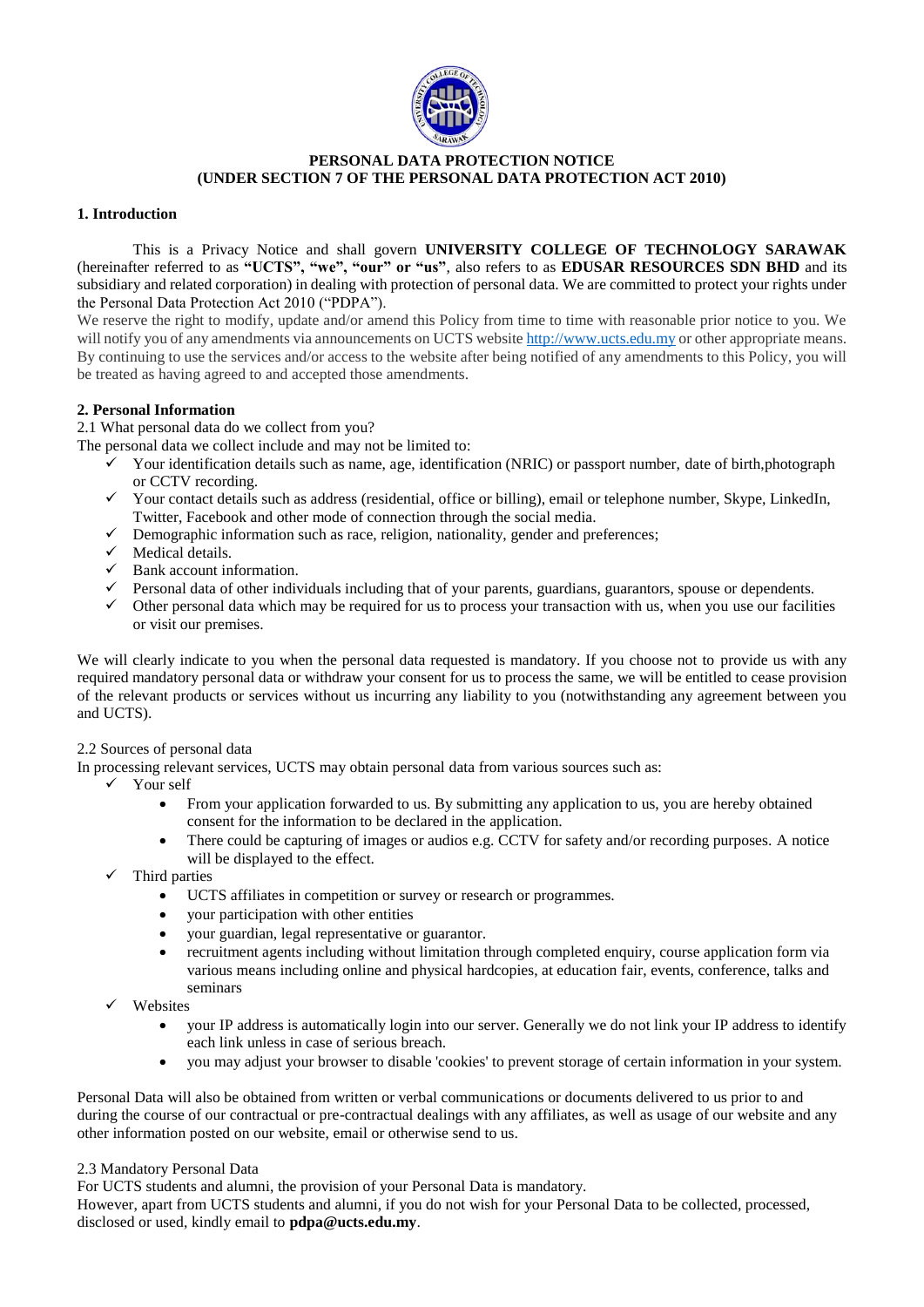**PERSONAL DATA PROTECTION NOTICE**
**(UNDER SECTION 7 OF THE PERSONAL DATA PROTECTION ACT 2010)**

## 1. Introduction

This is a Privacy Notice and shall govern **UNIVERSITY COLLEGE OF TECHNOLOGY SARAWAK** (hereinafter referred to as **"UCTS", "we", "our" or "us"**, also refers to as **EDUSAR RESOURCES SDN BHD** and its subsidiary and related corporation) in dealing with protection of personal data. We are committed to protect your rights under the Personal Data Protection Act 2010 ("PDPA").

We reserve the right to modify, update and/or amend this Policy from time to time with reasonable prior notice to you. We will notify you of any amendments via announcements on UCTS website http://www.ucts.edu.my or other appropriate means. By continuing to use the services and/or access to the website after being notified of any amendments to this Policy, you will be treated as having agreed to and accepted those amendments.

## 2. Personal Information

2.1 What personal data do we collect from you?

The personal data we collect include and may not be limited to:

- ✓ Your identification details such as name, age, identification (NRIC) or passport number, date of birth,photograph or CCTV recording.
- ✓ Your contact details such as address (residential, office or billing), email or telephone number, Skype, LinkedIn, Twitter, Facebook and other mode of connection through the social media.
- ✓ Demographic information such as race, religion, nationality, gender and preferences;
- ✓ Medical details.
- ✓ Bank account information.
- ✓ Personal data of other individuals including that of your parents, guardians, guarantors, spouse or dependents.
- ✓ Other personal data which may be required for us to process your transaction with us, when you use our facilities or visit our premises.

We will clearly indicate to you when the personal data requested is mandatory. If you choose not to provide us with any required mandatory personal data or withdraw your consent for us to process the same, we will be entitled to cease provision of the relevant products or services without us incurring any liability to you (notwithstanding any agreement between you and UCTS).

2.2 Sources of personal data

In processing relevant services, UCTS may obtain personal data from various sources such as:

- ✓ Your self
  - From your application forwarded to us. By submitting any application to us, you are hereby obtained consent for the information to be declared in the application.
  - There could be capturing of images or audios e.g. CCTV for safety and/or recording purposes. A notice will be displayed to the effect.
- ✓ Third parties
  - UCTS affiliates in competition or survey or research or programmes.
  - your participation with other entities
  - your guardian, legal representative or guarantor.
  - recruitment agents including without limitation through completed enquiry, course application form via various means including online and physical hardcopies, at education fair, events, conference, talks and seminars
- ✓ Websites
  - your IP address is automatically login into our server. Generally we do not link your IP address to identify each link unless in case of serious breach.
  - you may adjust your browser to disable 'cookies' to prevent storage of certain information in your system.

Personal Data will also be obtained from written or verbal communications or documents delivered to us prior to and during the course of our contractual or pre-contractual dealings with any affiliates, as well as usage of our website and any other information posted on our website, email or otherwise send to us.

2.3 Mandatory Personal Data

For UCTS students and alumni, the provision of your Personal Data is mandatory.

However, apart from UCTS students and alumni, if you do not wish for your Personal Data to be collected, processed, disclosed or used, kindly email to **pdpa@ucts.edu.my**.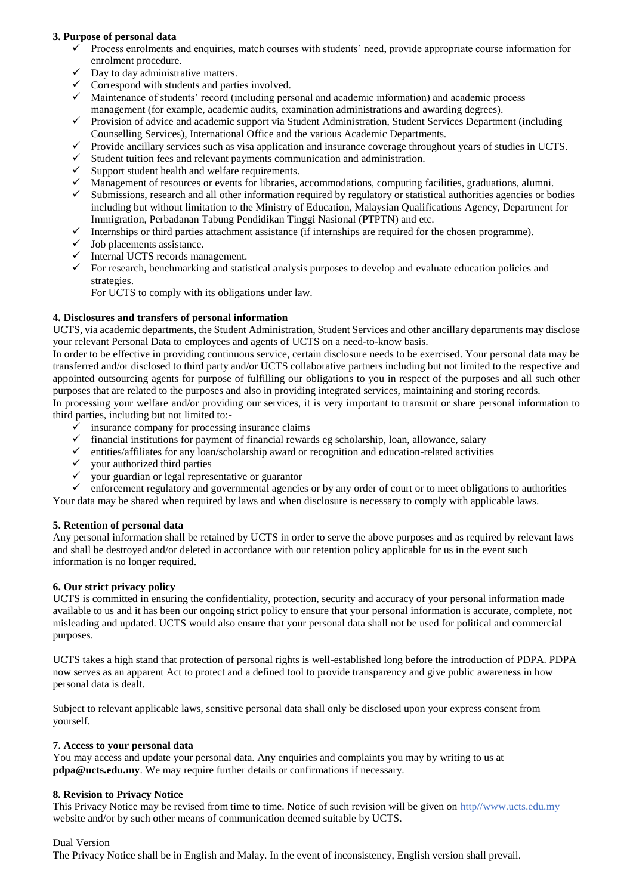### 3. Purpose of personal data

- ✓ Process enrolments and enquiries, match courses with students' need, provide appropriate course information for enrolment procedure.
- ✓ Day to day administrative matters.
- ✓ Correspond with students and parties involved.
- ✓ Maintenance of students' record (including personal and academic information) and academic process management (for example, academic audits, examination administrations and awarding degrees).
- ✓ Provision of advice and academic support via Student Administration, Student Services Department (including Counselling Services), International Office and the various Academic Departments.
- ✓ Provide ancillary services such as visa application and insurance coverage throughout years of studies in UCTS.
- ✓ Student tuition fees and relevant payments communication and administration.
- ✓ Support student health and welfare requirements.
- ✓ Management of resources or events for libraries, accommodations, computing facilities, graduations, alumni.
- ✓ Submissions, research and all other information required by regulatory or statistical authorities agencies or bodies including but without limitation to the Ministry of Education, Malaysian Qualifications Agency, Department for Immigration, Perbadanan Tabung Pendidikan Tinggi Nasional (PTPTN) and etc.
- ✓ Internships or third parties attachment assistance (if internships are required for the chosen programme).
- ✓ Job placements assistance.
- ✓ Internal UCTS records management.
- ✓ For research, benchmarking and statistical analysis purposes to develop and evaluate education policies and strategies.
  For UCTS to comply with its obligations under law.

### 4. Disclosures and transfers of personal information

UCTS, via academic departments, the Student Administration, Student Services and other ancillary departments may disclose your relevant Personal Data to employees and agents of UCTS on a need-to-know basis.

In order to be effective in providing continuous service, certain disclosure needs to be exercised. Your personal data may be transferred and/or disclosed to third party and/or UCTS collaborative partners including but not limited to the respective and appointed outsourcing agents for purpose of fulfilling our obligations to you in respect of the purposes and all such other purposes that are related to the purposes and also in providing integrated services, maintaining and storing records.

In processing your welfare and/or providing our services, it is very important to transmit or share personal information to third parties, including but not limited to:-

- ✓ insurance company for processing insurance claims
- ✓ financial institutions for payment of financial rewards eg scholarship, loan, allowance, salary
- ✓ entities/affiliates for any loan/scholarship award or recognition and education-related activities
- ✓ your authorized third parties
- ✓ your guardian or legal representative or guarantor
- ✓ enforcement regulatory and governmental agencies or by any order of court or to meet obligations to authorities

Your data may be shared when required by laws and when disclosure is necessary to comply with applicable laws.

### 5. Retention of personal data

Any personal information shall be retained by UCTS in order to serve the above purposes and as required by relevant laws and shall be destroyed and/or deleted in accordance with our retention policy applicable for us in the event such information is no longer required.

### 6. Our strict privacy policy

UCTS is committed in ensuring the confidentiality, protection, security and accuracy of your personal information made available to us and it has been our ongoing strict policy to ensure that your personal information is accurate, complete, not misleading and updated. UCTS would also ensure that your personal data shall not be used for political and commercial purposes.

UCTS takes a high stand that protection of personal rights is well-established long before the introduction of PDPA. PDPA now serves as an apparent Act to protect and a defined tool to provide transparency and give public awareness in how personal data is dealt.

Subject to relevant applicable laws, sensitive personal data shall only be disclosed upon your express consent from yourself.

### 7. Access to your personal data

You may access and update your personal data. Any enquiries and complaints you may by writing to us at **pdpa@ucts.edu.my**. We may require further details or confirmations if necessary.

### 8. Revision to Privacy Notice

This Privacy Notice may be revised from time to time. Notice of such revision will be given on [http//www.ucts.edu.my](http//www.ucts.edu.my) website and/or by such other means of communication deemed suitable by UCTS.

Dual Version

The Privacy Notice shall be in English and Malay. In the event of inconsistency, English version shall prevail.